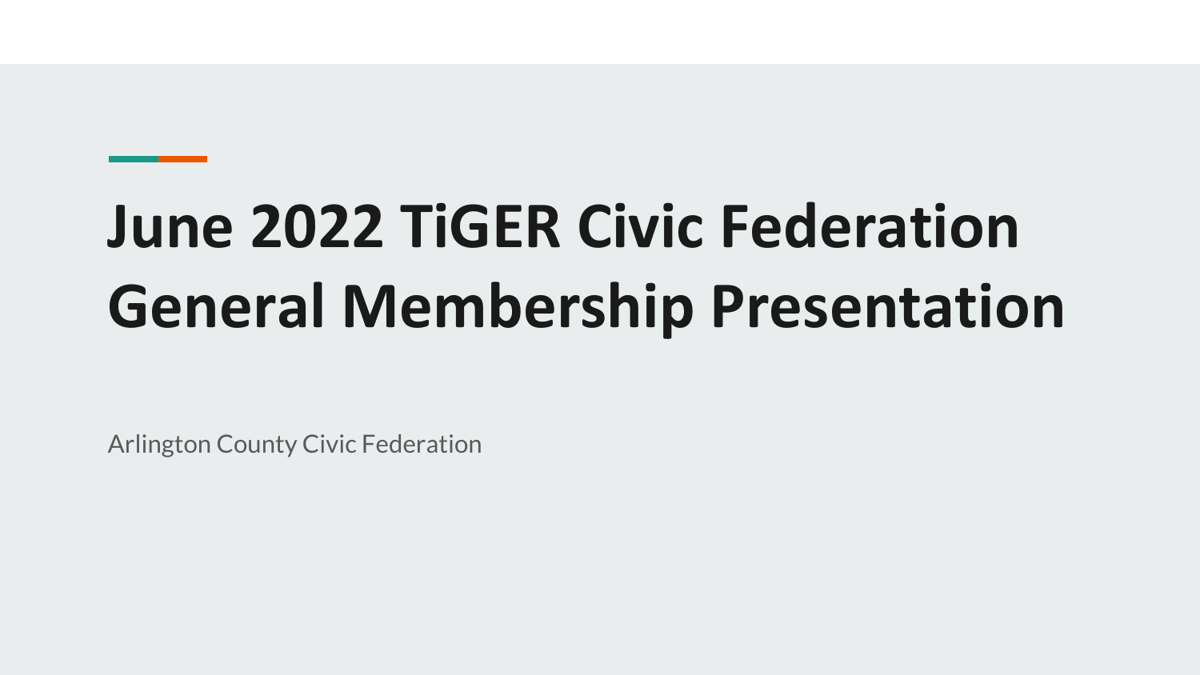# June 2022 TiGER Civic Federation General Membership Presentation

Arlington County Civic Federation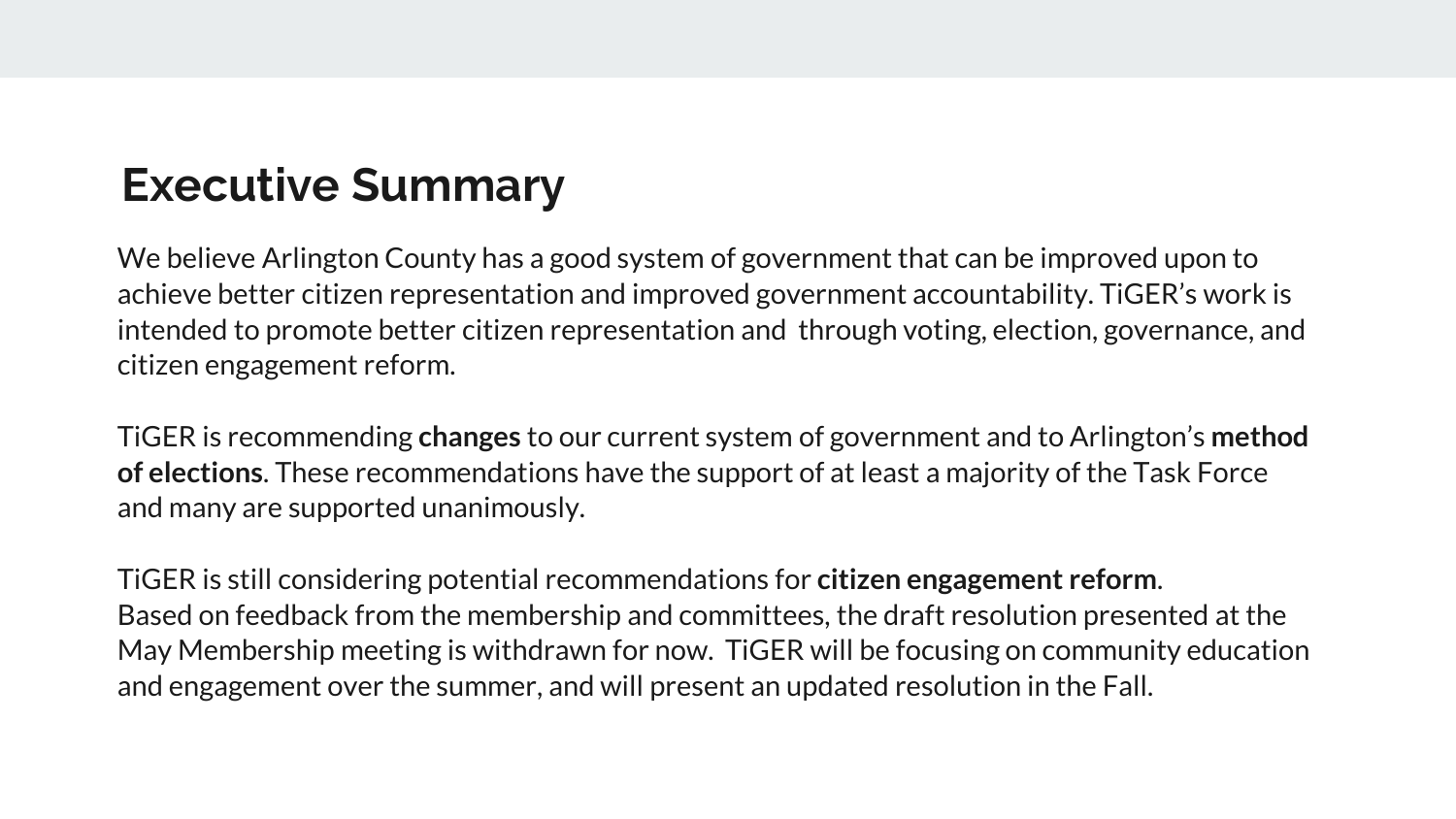# Executive Summary

We believe Arlington County has a good system of government that can be improved upon to achieve better citizen representation and improved government accountability. TiGER's work is intended to promote better citizen representation and  through voting, election, governance, and citizen engagement reform.

TiGER is recommending **changes** to our current system of government and to Arlington's **method of elections**. These recommendations have the support of at least a majority of the Task Force and many are supported unanimously.

TiGER is still considering potential recommendations for **citizen engagement reform**.
Based on feedback from the membership and committees, the draft resolution presented at the May Membership meeting is withdrawn for now.  TiGER will be focusing on community education and engagement over the summer, and will present an updated resolution in the Fall.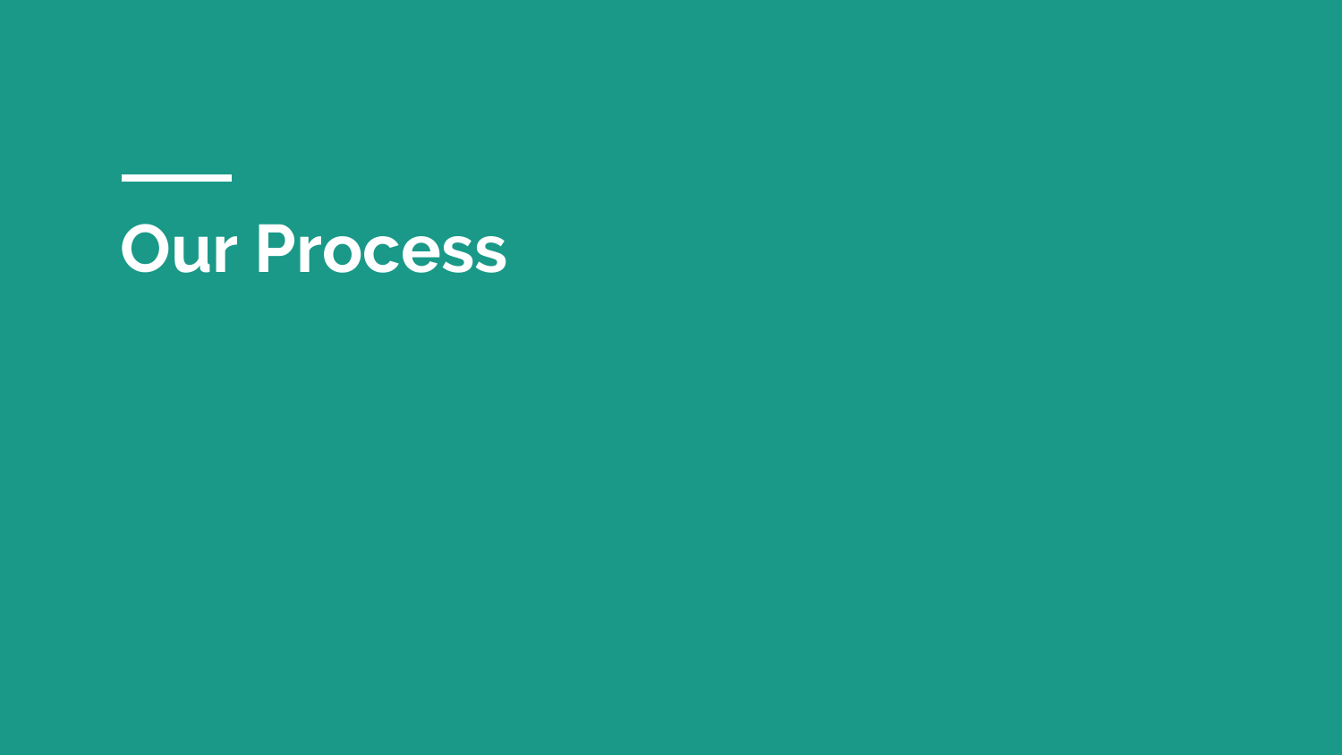# Our Process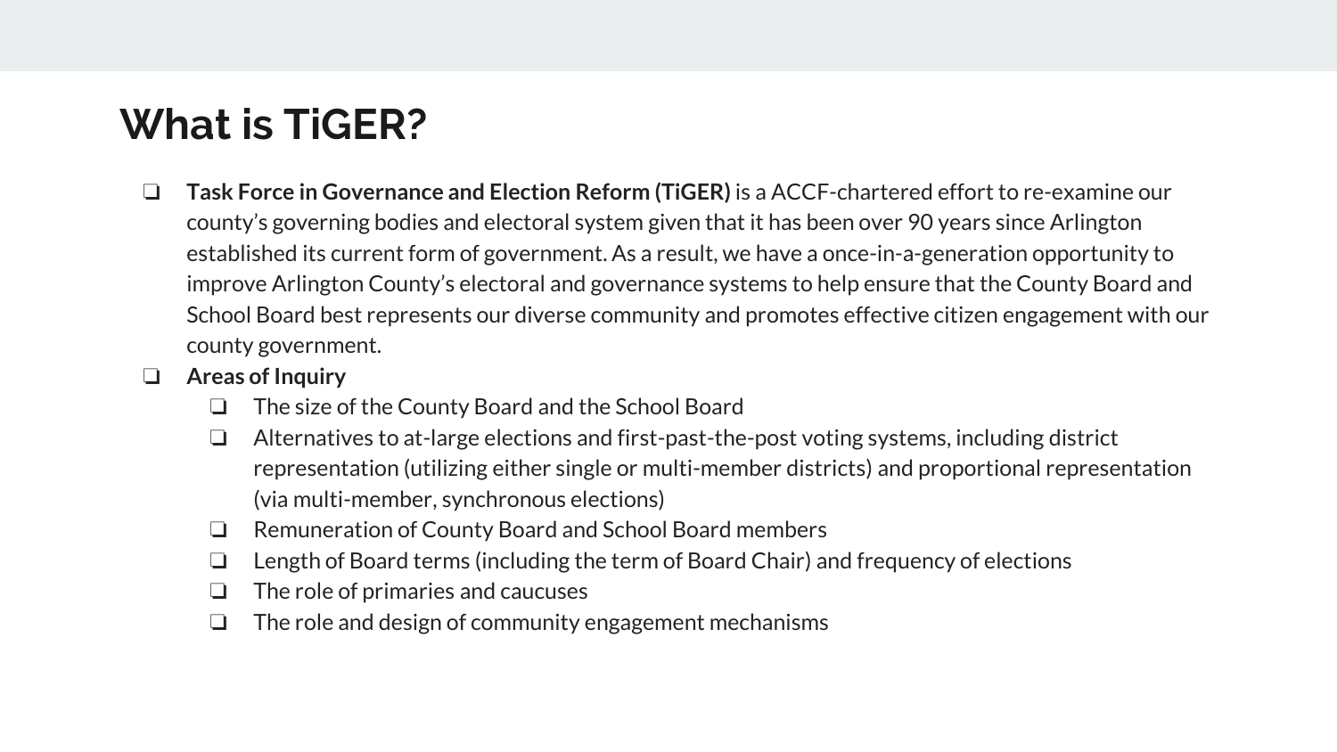# What is TiGER?

- **Task Force in Governance and Election Reform (TiGER)** is a ACCF-chartered effort to re-examine our county's governing bodies and electoral system given that it has been over 90 years since Arlington established its current form of government. As a result, we have a once-in-a-generation opportunity to improve Arlington County's electoral and governance systems to help ensure that the County Board and School Board best represents our diverse community and promotes effective citizen engagement with our county government.
- **Areas of Inquiry**
  - The size of the County Board and the School Board
  - Alternatives to at-large elections and first-past-the-post voting systems, including district representation (utilizing either single or multi-member districts) and proportional representation (via multi-member, synchronous elections)
  - Remuneration of County Board and School Board members
  - Length of Board terms (including the term of Board Chair) and frequency of elections
  - The role of primaries and caucuses
  - The role and design of community engagement mechanisms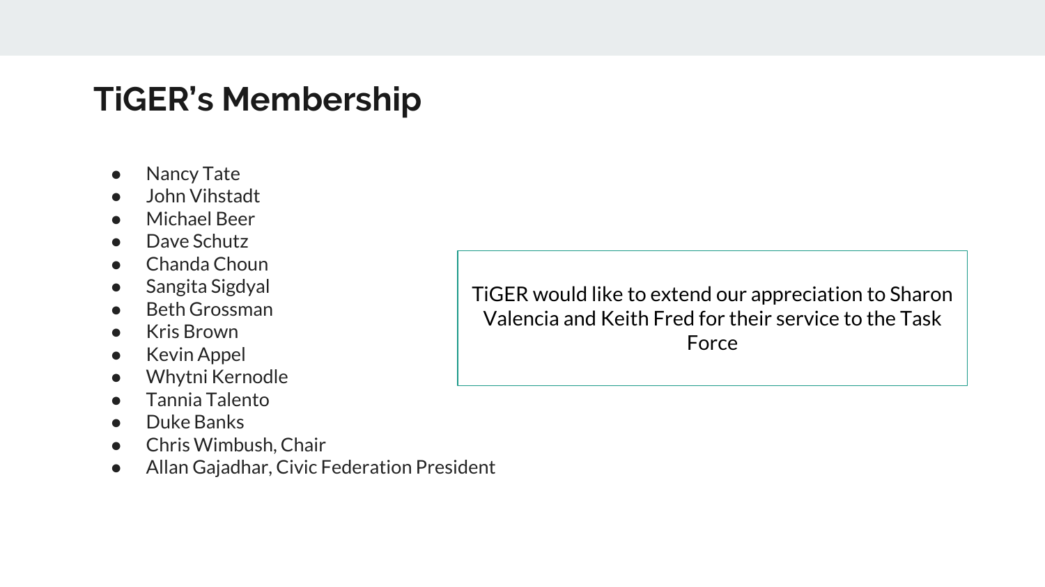# TiGER's Membership

- Nancy Tate
- John Vihstadt
- Michael Beer
- Dave Schutz
- Chanda Choun
- Sangita Sigdyal
- Beth Grossman
- Kris Brown
- Kevin Appel
- Whytni Kernodle
- Tannia Talento
- Duke Banks
- Chris Wimbush, Chair
- Allan Gajadhar, Civic Federation President

TiGER would like to extend our appreciation to Sharon Valencia and Keith Fred for their service to the Task Force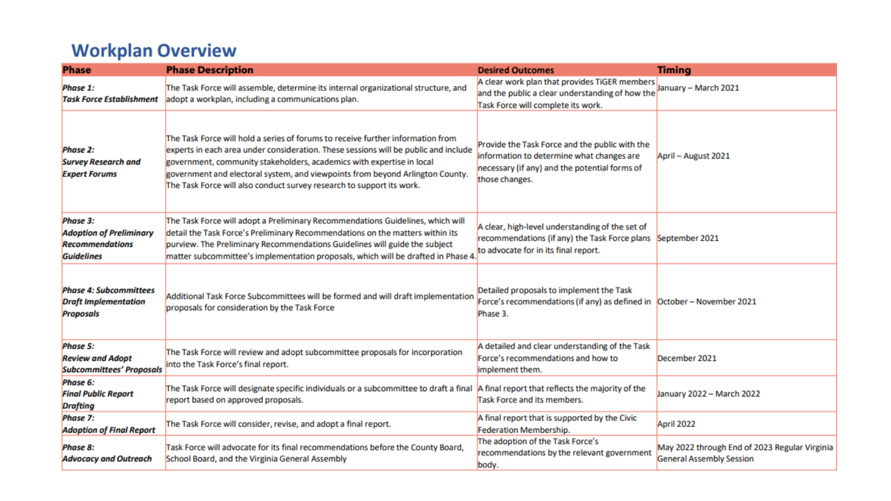## Workplan Overview

| Phase | Phase Description | Desired Outcomes | Timing |
|---|---|---|---|
| ***Phase 1:*** ***Task Force Establishment*** | The Task Force will assemble, determine its internal organizational structure, and adopt a workplan, including a communications plan. | A clear work plan that provides TiGER members and the public a clear understanding of how the Task Force will complete its work. | January – March 2021 |
| ***Phase 2:*** ***Survey Research and Expert Forums*** | The Task Force will hold a series of forums to receive further information from experts in each area under consideration. These sessions will be public and include government, community stakeholders, academics with expertise in local government and electoral system, and viewpoints from beyond Arlington County. The Task Force will also conduct survey research to support its work. | Provide the Task Force and the public with the information to determine what changes are necessary (if any) and the potential forms of those changes. | April – August 2021 |
| ***Phase 3:*** ***Adoption of Preliminary Recommendations Guidelines*** | The Task Force will adopt a Preliminary Recommendations Guidelines, which will detail the Task Force's Preliminary Recommendations on the matters within its purview. The Preliminary Recommendations Guidelines will guide the subject matter subcommittee's implementation proposals, which will be drafted in Phase 4. | A clear, high-level understanding of the set of recommendations (if any) the Task Force plans to advocate for in its final report. | September 2021 |
| ***Phase 4: Subcommittees Draft Implementation Proposals*** | Additional Task Force Subcommittees will be formed and will draft implementation proposals for consideration by the Task Force | Detailed proposals to implement the Task Force's recommendations (if any) as defined in Phase 3. | October – November 2021 |
| ***Phase 5:*** ***Review and Adopt Subcommittees' Proposals*** | The Task Force will review and adopt subcommittee proposals for incorporation into the Task Force's final report. | A detailed and clear understanding of the Task Force's recommendations and how to implement them. | December 2021 |
| ***Phase 6:*** ***Final Public Report Drafting*** | The Task Force will designate specific individuals or a subcommittee to draft a final report based on approved proposals. | A final report that reflects the majority of the Task Force and its members. | January 2022 – March 2022 |
| ***Phase 7:*** ***Adoption of Final Report*** | The Task Force will consider, revise, and adopt a final report. | A final report that is supported by the Civic Federation Membership. | April 2022 |
| ***Phase 8:*** ***Advocacy and Outreach*** | Task Force will advocate for its final recommendations before the County Board, School Board, and the Virginia General Assembly | The adoption of the Task Force's recommendations by the relevant government body. | May 2022 through End of 2023 Regular Virginia General Assembly Session |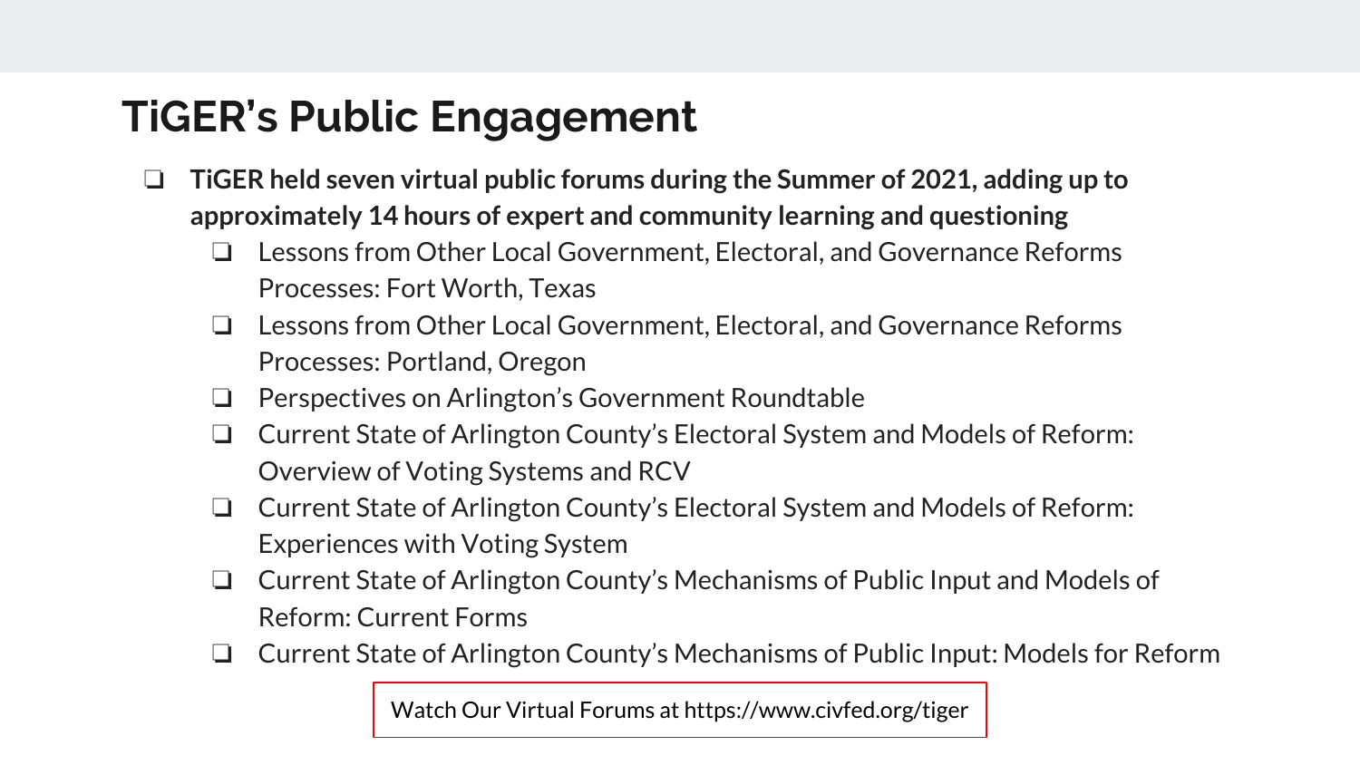# TiGER's Public Engagement

- **TiGER held seven virtual public forums during the Summer of 2021, adding up to approximately 14 hours of expert and community learning and questioning**
  - Lessons from Other Local Government, Electoral, and Governance Reforms Processes: Fort Worth, Texas
  - Lessons from Other Local Government, Electoral, and Governance Reforms Processes: Portland, Oregon
  - Perspectives on Arlington's Government Roundtable
  - Current State of Arlington County's Electoral System and Models of Reform: Overview of Voting Systems and RCV
  - Current State of Arlington County's Electoral System and Models of Reform: Experiences with Voting System
  - Current State of Arlington County's Mechanisms of Public Input and Models of Reform: Current Forms
  - Current State of Arlington County's Mechanisms of Public Input: Models for Reform

Watch Our Virtual Forums at https://www.civfed.org/tiger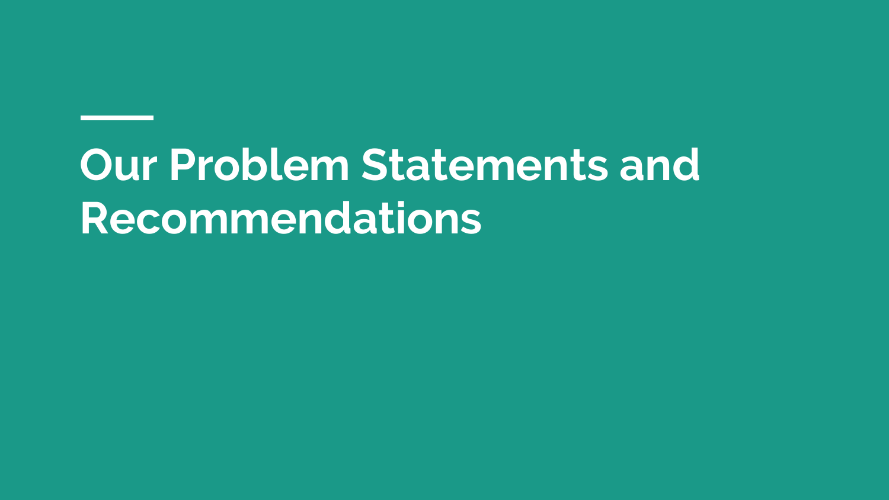# Our Problem Statements and Recommendations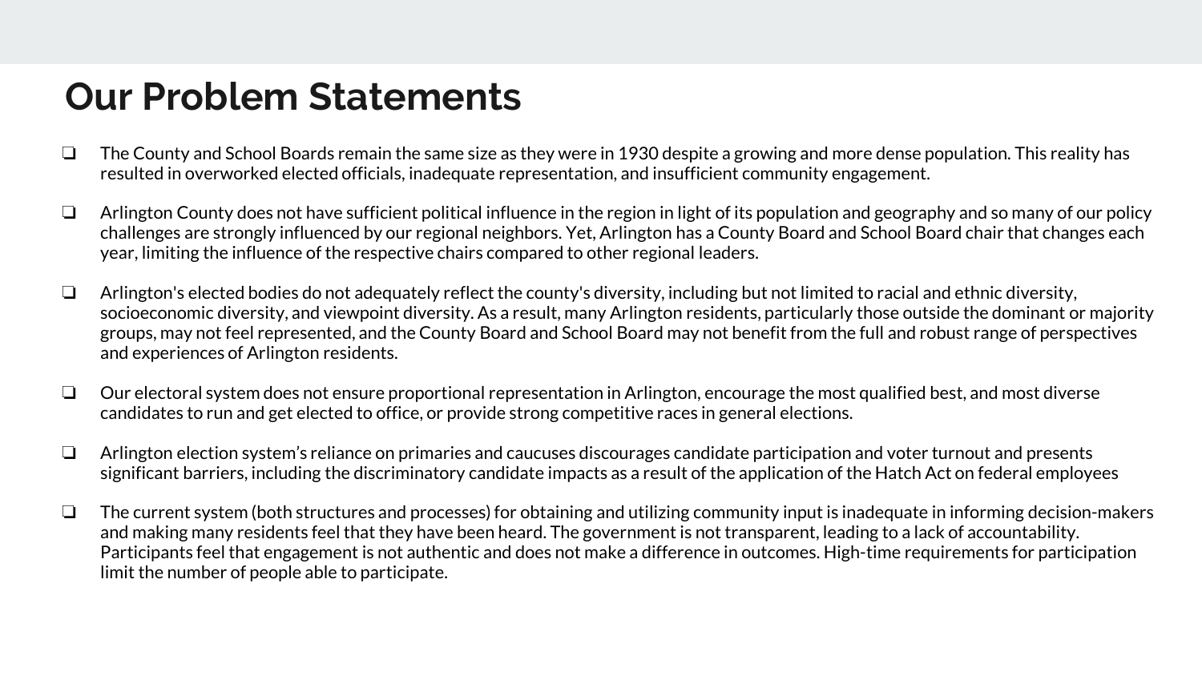# Our Problem Statements

- The County and School Boards remain the same size as they were in 1930 despite a growing and more dense population. This reality has resulted in overworked elected officials, inadequate representation, and insufficient community engagement.

- Arlington County does not have sufficient political influence in the region in light of its population and geography and so many of our policy challenges are strongly influenced by our regional neighbors. Yet, Arlington has a County Board and School Board chair that changes each year, limiting the influence of the respective chairs compared to other regional leaders.

- Arlington's elected bodies do not adequately reflect the county's diversity, including but not limited to racial and ethnic diversity, socioeconomic diversity, and viewpoint diversity. As a result, many Arlington residents, particularly those outside the dominant or majority groups, may not feel represented, and the County Board and School Board may not benefit from the full and robust range of perspectives and experiences of Arlington residents.

- Our electoral system does not ensure proportional representation in Arlington, encourage the most qualified best, and most diverse candidates to run and get elected to office, or provide strong competitive races in general elections.

- Arlington election system's reliance on primaries and caucuses discourages candidate participation and voter turnout and presents significant barriers, including the discriminatory candidate impacts as a result of the application of the Hatch Act on federal employees

- The current system (both structures and processes) for obtaining and utilizing community input is inadequate in informing decision-makers and making many residents feel that they have been heard. The government is not transparent, leading to a lack of accountability. Participants feel that engagement is not authentic and does not make a difference in outcomes. High-time requirements for participation limit the number of people able to participate.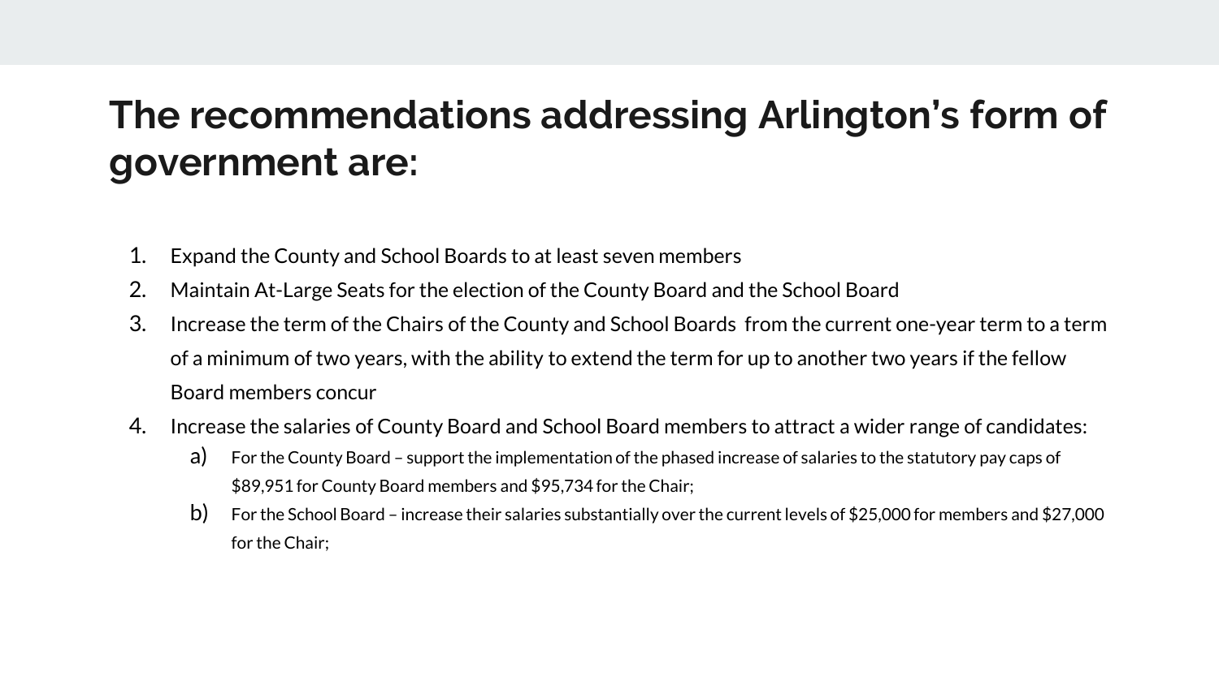# The recommendations addressing Arlington's form of government are:

1. Expand the County and School Boards to at least seven members
2. Maintain At-Large Seats for the election of the County Board and the School Board
3. Increase the term of the Chairs of the County and School Boards from the current one-year term to a term of a minimum of two years, with the ability to extend the term for up to another two years if the fellow Board members concur
4. Increase the salaries of County Board and School Board members to attract a wider range of candidates:
   a) For the County Board – support the implementation of the phased increase of salaries to the statutory pay caps of $89,951 for County Board members and $95,734 for the Chair;
   b) For the School Board – increase their salaries substantially over the current levels of $25,000 for members and $27,000 for the Chair;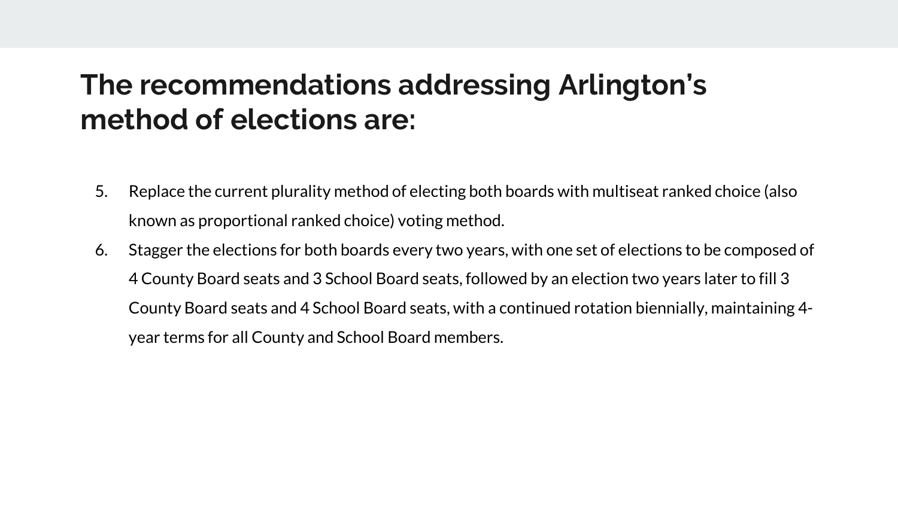# The recommendations addressing Arlington's method of elections are:

5. Replace the current plurality method of electing both boards with multiseat ranked choice (also known as proportional ranked choice) voting method.
6. Stagger the elections for both boards every two years, with one set of elections to be composed of 4 County Board seats and 3 School Board seats, followed by an election two years later to fill 3 County Board seats and 4 School Board seats, with a continued rotation biennially, maintaining 4-year terms for all County and School Board members.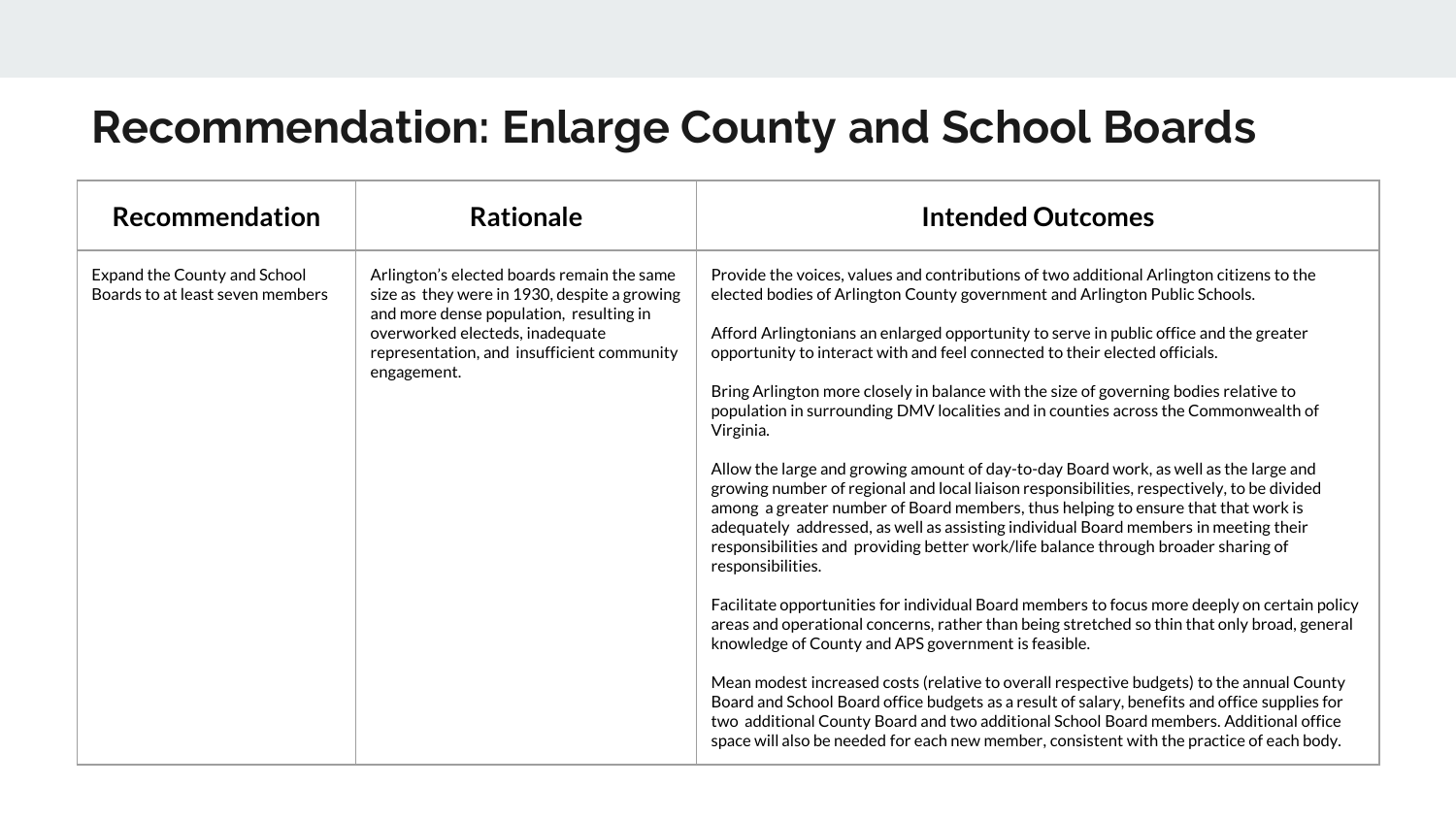# Recommendation: Enlarge County and School Boards

| Recommendation | Rationale | Intended Outcomes |
| --- | --- | --- |
| Expand the County and School Boards to at least seven members | Arlington's elected boards remain the same size as they were in 1930, despite a growing and more dense population, resulting in overworked electeds, inadequate representation, and insufficient community engagement. | Provide the voices, values and contributions of two additional Arlington citizens to the elected bodies of Arlington County government and Arlington Public Schools.<br><br>Afford Arlingtonians an enlarged opportunity to serve in public office and the greater opportunity to interact with and feel connected to their elected officials.<br><br>Bring Arlington more closely in balance with the size of governing bodies relative to population in surrounding DMV localities and in counties across the Commonwealth of Virginia.<br><br>Allow the large and growing amount of day-to-day Board work, as well as the large and growing number of regional and local liaison responsibilities, respectively, to be divided among a greater number of Board members, thus helping to ensure that that work is adequately addressed, as well as assisting individual Board members in meeting their responsibilities and providing better work/life balance through broader sharing of responsibilities.<br><br>Facilitate opportunities for individual Board members to focus more deeply on certain policy areas and operational concerns, rather than being stretched so thin that only broad, general knowledge of County and APS government is feasible.<br><br>Mean modest increased costs (relative to overall respective budgets) to the annual County Board and School Board office budgets as a result of salary, benefits and office supplies for two additional County Board and two additional School Board members. Additional office space will also be needed for each new member, consistent with the practice of each body. |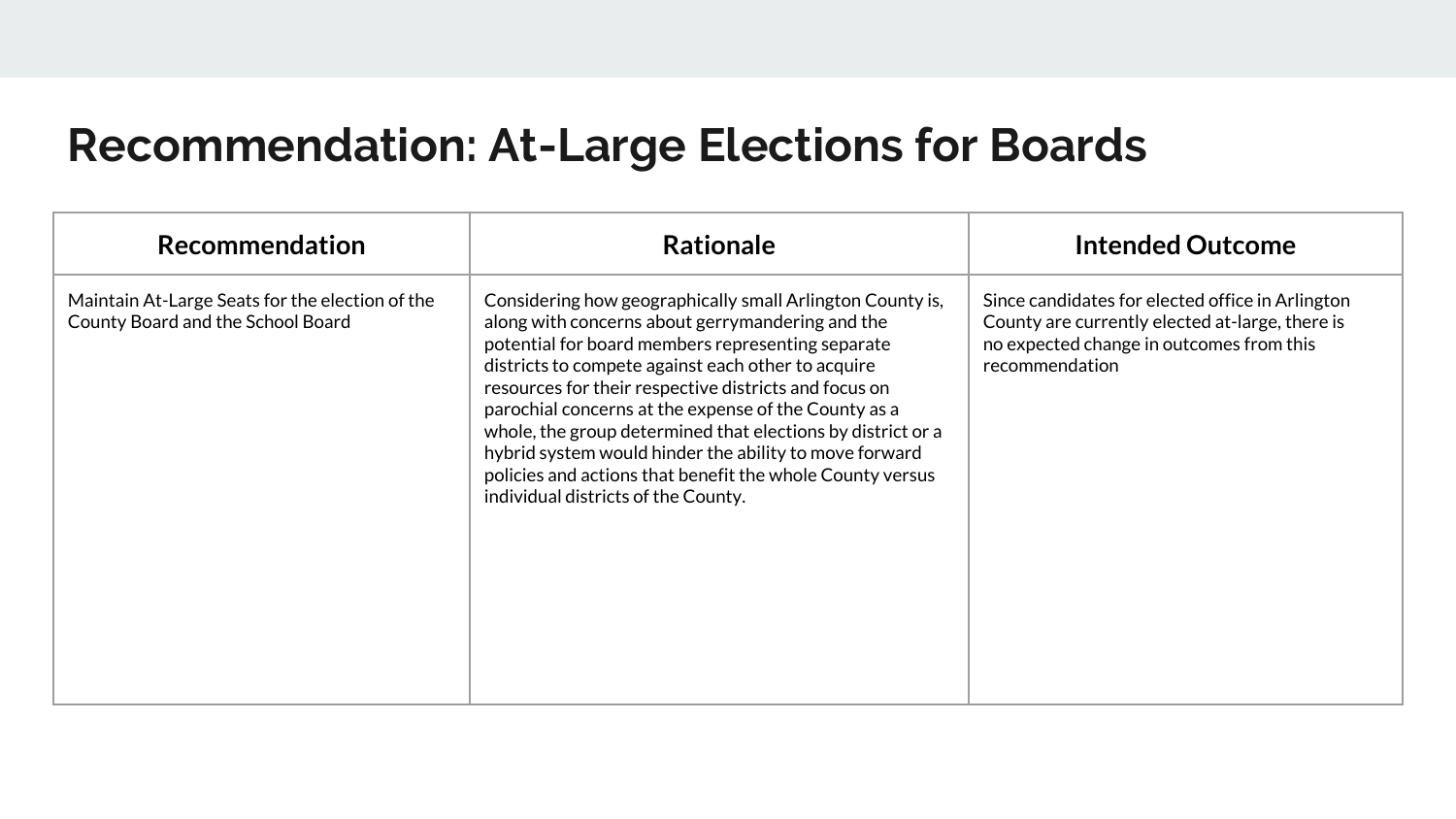# Recommendation: At-Large Elections for Boards

| Recommendation | Rationale | Intended Outcome |
| --- | --- | --- |
| Maintain At-Large Seats for the election of the County Board and the School Board | Considering how geographically small Arlington County is, along with concerns about gerrymandering and the potential for board members representing separate districts to compete against each other to acquire resources for their respective districts and focus on parochial concerns at the expense of the County as a whole, the group determined that elections by district or a hybrid system would hinder the ability to move forward policies and actions that benefit the whole County versus individual districts of the County. | Since candidates for elected office in Arlington County are currently elected at-large, there is no expected change in outcomes from this recommendation |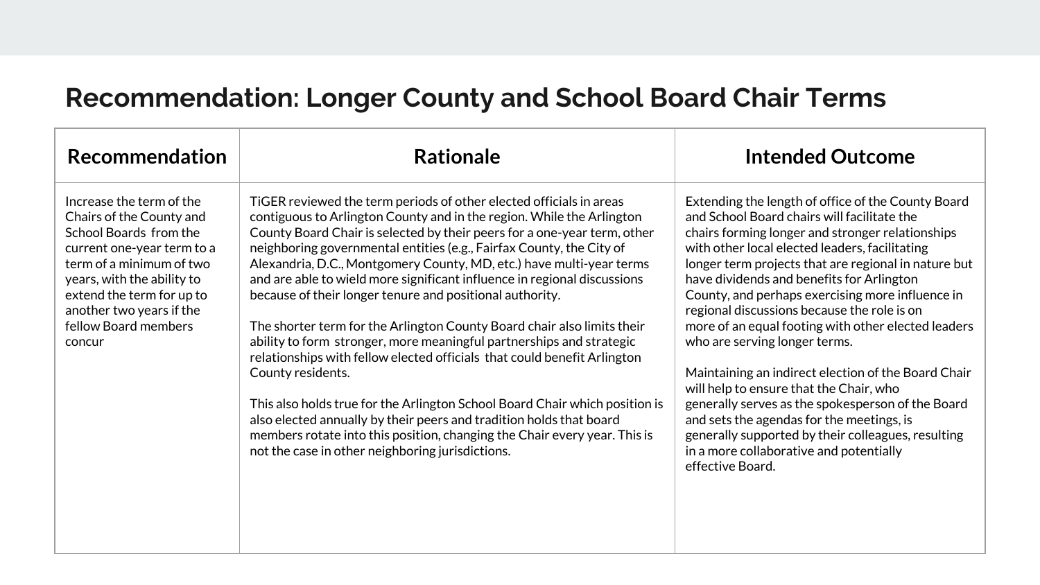# Recommendation: Longer County and School Board Chair Terms

| Recommendation | Rationale | Intended Outcome |
|---|---|---|
| Increase the term of the Chairs of the County and School Boards from the current one-year term to a term of a minimum of two years, with the ability to extend the term for up to another two years if the fellow Board members concur | TiGER reviewed the term periods of other elected officials in areas contiguous to Arlington County and in the region. While the Arlington County Board Chair is selected by their peers for a one-year term, other neighboring governmental entities (e.g., Fairfax County, the City of Alexandria, D.C., Montgomery County, MD, etc.) have multi-year terms and are able to wield more significant influence in regional discussions because of their longer tenure and positional authority.<br><br>The shorter term for the Arlington County Board chair also limits their ability to form stronger, more meaningful partnerships and strategic relationships with fellow elected officials that could benefit Arlington County residents.<br><br>This also holds true for the Arlington School Board Chair which position is also elected annually by their peers and tradition holds that board members rotate into this position, changing the Chair every year. This is not the case in other neighboring jurisdictions. | Extending the length of office of the County Board and School Board chairs will facilitate the chairs forming longer and stronger relationships with other local elected leaders, facilitating longer term projects that are regional in nature but have dividends and benefits for Arlington County, and perhaps exercising more influence in regional discussions because the role is on more of an equal footing with other elected leaders who are serving longer terms.<br><br>Maintaining an indirect election of the Board Chair will help to ensure that the Chair, who generally serves as the spokesperson of the Board and sets the agendas for the meetings, is generally supported by their colleagues, resulting in a more collaborative and potentially effective Board. |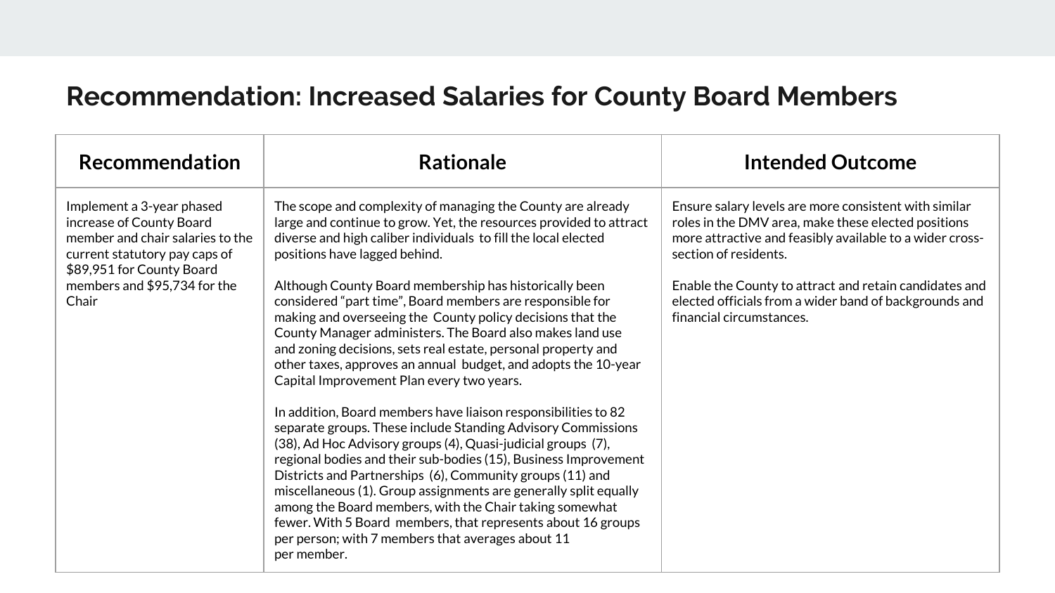## Recommendation: Increased Salaries for County Board Members

| Recommendation | Rationale | Intended Outcome |
| --- | --- | --- |
| Implement a 3-year phased increase of County Board member and chair salaries to the current statutory pay caps of $89,951 for County Board members and $95,734 for the Chair | The scope and complexity of managing the County are already large and continue to grow. Yet, the resources provided to attract diverse and high caliber individuals to fill the local elected positions have lagged behind.<br><br>Although County Board membership has historically been considered "part time", Board members are responsible for making and overseeing the County policy decisions that the County Manager administers. The Board also makes land use and zoning decisions, sets real estate, personal property and other taxes, approves an annual budget, and adopts the 10-year Capital Improvement Plan every two years.<br><br>In addition, Board members have liaison responsibilities to 82 separate groups. These include Standing Advisory Commissions (38), Ad Hoc Advisory groups (4), Quasi-judicial groups (7), regional bodies and their sub-bodies (15), Business Improvement Districts and Partnerships (6), Community groups (11) and miscellaneous (1). Group assignments are generally split equally among the Board members, with the Chair taking somewhat fewer. With 5 Board members, that represents about 16 groups per person; with 7 members that averages about 11 per member. | Ensure salary levels are more consistent with similar roles in the DMV area, make these elected positions more attractive and feasibly available to a wider cross-section of residents.<br><br>Enable the County to attract and retain candidates and elected officials from a wider band of backgrounds and financial circumstances. |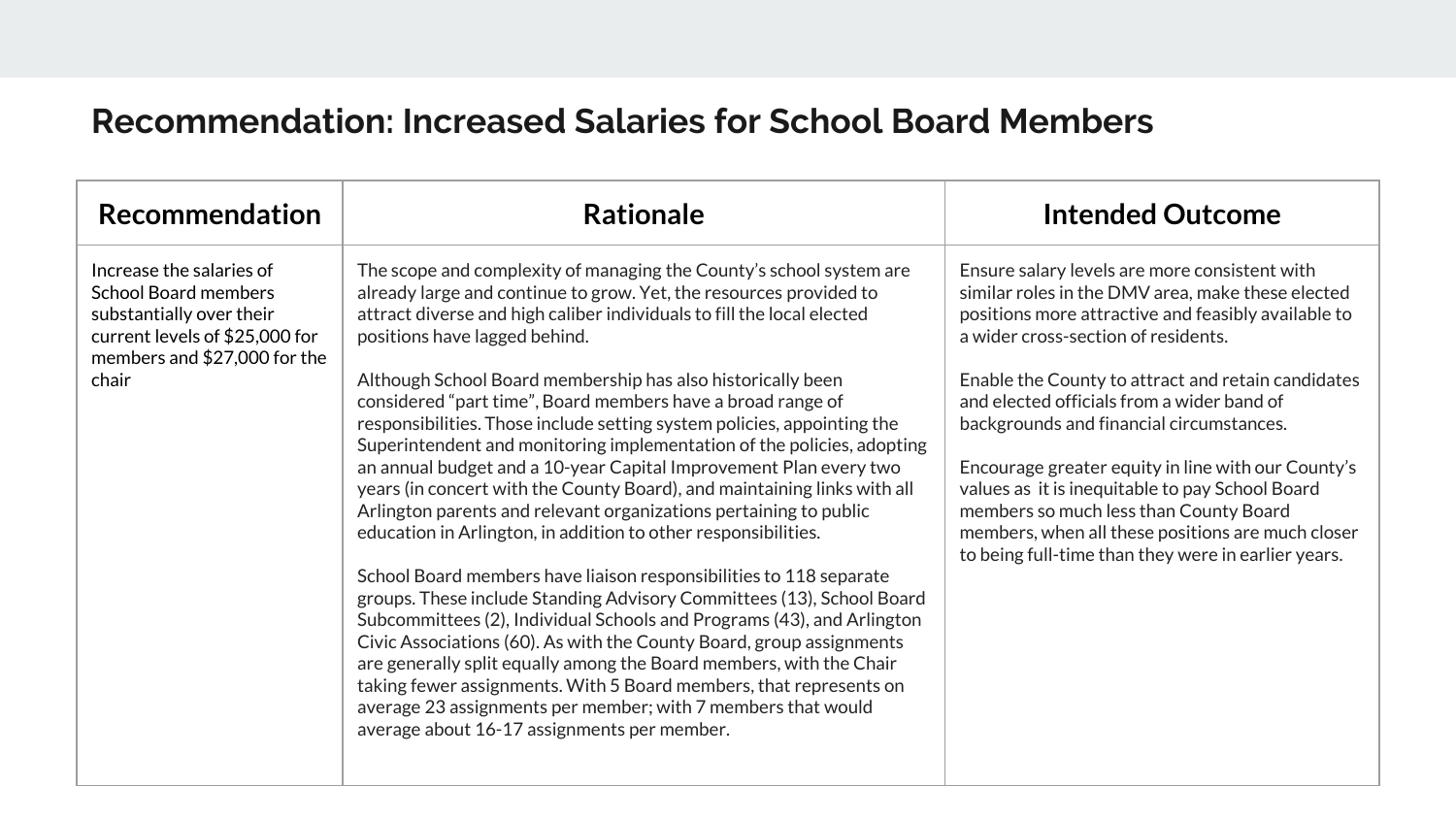## Recommendation: Increased Salaries for School Board Members

| Recommendation | Rationale | Intended Outcome |
|---|---|---|
| Increase the salaries of School Board members substantially over their current levels of $25,000 for members and $27,000 for the chair | The scope and complexity of managing the County's school system are already large and continue to grow. Yet, the resources provided to attract diverse and high caliber individuals to fill the local elected positions have lagged behind.<br><br>Although School Board membership has also historically been considered "part time", Board members have a broad range of responsibilities. Those include setting system policies, appointing the Superintendent and monitoring implementation of the policies, adopting an annual budget and a 10-year Capital Improvement Plan every two years (in concert with the County Board), and maintaining links with all Arlington parents and relevant organizations pertaining to public education in Arlington, in addition to other responsibilities.<br><br>School Board members have liaison responsibilities to 118 separate groups. These include Standing Advisory Committees (13), School Board Subcommittees (2), Individual Schools and Programs (43), and Arlington Civic Associations (60). As with the County Board, group assignments are generally split equally among the Board members, with the Chair taking fewer assignments. With 5 Board members, that represents on average 23 assignments per member; with 7 members that would average about 16-17 assignments per member. | Ensure salary levels are more consistent with similar roles in the DMV area, make these elected positions more attractive and feasibly available to a wider cross-section of residents.<br><br>Enable the County to attract and retain candidates and elected officials from a wider band of backgrounds and financial circumstances.<br><br>Encourage greater equity in line with our County's values as it is inequitable to pay School Board members so much less than County Board members, when all these positions are much closer to being full-time than they were in earlier years. |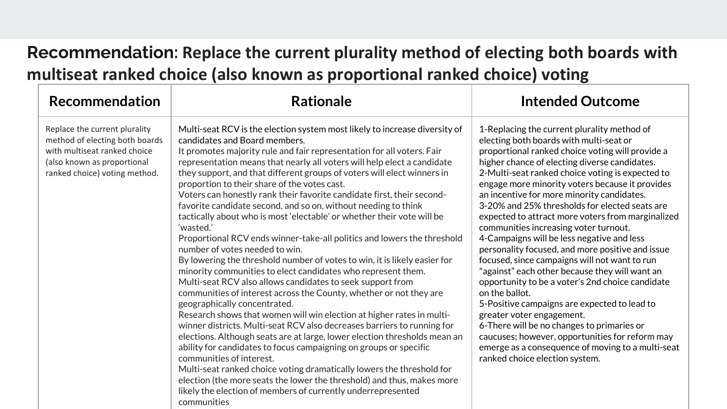# **Recommendation: Replace the current plurality method of electing both boards with multiseat ranked choice (also known as proportional ranked choice) voting**

| Recommendation | Rationale | Intended Outcome |
|---|---|---|
| Replace the current plurality method of electing both boards with multiseat ranked choice (also known as proportional ranked choice) voting method. | Multi-seat RCV is the election system most likely to increase diversity of candidates and Board members.<br>It promotes majority rule and fair representation for all voters. Fair representation means that nearly all voters will help elect a candidate they support, and that different groups of voters will elect winners in proportion to their share of the votes cast.<br>Voters can honestly rank their favorite candidate first, their second-favorite candidate second, and so on, without needing to think tactically about who is most 'electable' or whether their vote will be 'wasted.'<br>Proportional RCV ends winner-take-all politics and lowers the threshold number of votes needed to win.<br>By lowering the threshold number of votes to win, it is likely easier for minority communities to elect candidates who represent them.<br>Multi-seat RCV also allows candidates to seek support from communities of interest across the County, whether or not they are geographically concentrated.<br>Research shows that women will win election at higher rates in multi-winner districts. Multi-seat RCV also decreases barriers to running for elections. Although seats are at large, lower election thresholds mean an ability for candidates to focus campaigning on groups or specific communities of interest.<br>Multi-seat ranked choice voting dramatically lowers the threshold for election (the more seats the lower the threshold) and thus, makes more likely the election of members of currently underrepresented communities | 1-Replacing the current plurality method of electing both boards with multi-seat or proportional ranked choice voting will provide a higher chance of electing diverse candidates.<br>2-Multi-seat ranked choice voting is expected to engage more minority voters because it provides an incentive for more minority candidates.<br>3-20% and 25% thresholds for elected seats are expected to attract more voters from marginalized communities increasing voter turnout.<br>4-Campaigns will be less negative and less personality focused, and more positive and issue focused, since campaigns will not want to run "against" each other because they will want an opportunity to be a voter's 2nd choice candidate on the ballot.<br>5-Positive campaigns are expected to lead to greater voter engagement.<br>6-There will be no changes to primaries or caucuses; however, opportunities for reform may emerge as a consequence of moving to a multi-seat ranked choice election system. |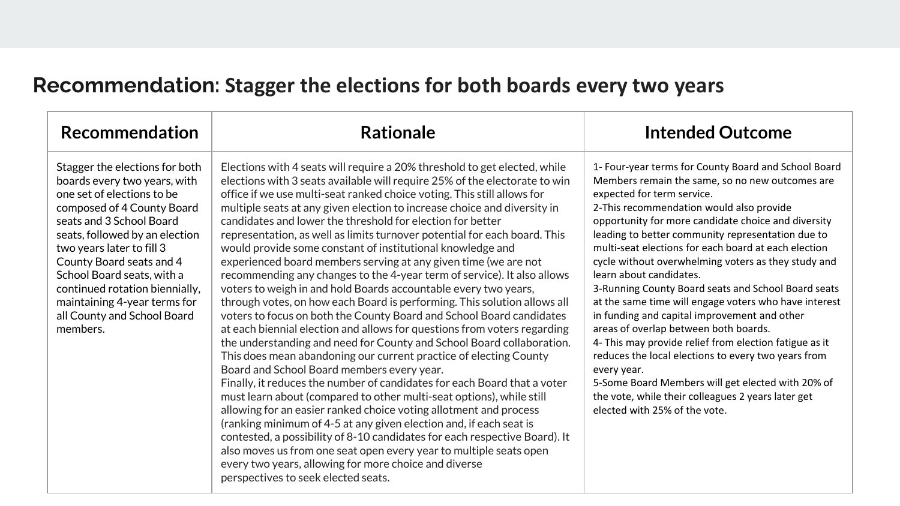## **Recommendation**: Stagger the elections for both boards every two years

| Recommendation | Rationale | Intended Outcome |
| --- | --- | --- |
| Stagger the elections for both boards every two years, with one set of elections to be composed of 4 County Board seats and 3 School Board seats, followed by an election two years later to fill 3 County Board seats and 4 School Board seats, with a continued rotation biennially, maintaining 4-year terms for all County and School Board members. | Elections with 4 seats will require a 20% threshold to get elected, while elections with 3 seats available will require 25% of the electorate to win office if we use multi-seat ranked choice voting. This still allows for multiple seats at any given election to increase choice and diversity in candidates and lower the threshold for election for better representation, as well as limits turnover potential for each board. This would provide some constant of institutional knowledge and experienced board members serving at any given time (we are not recommending any changes to the 4-year term of service). It also allows voters to weigh in and hold Boards accountable every two years, through votes, on how each Board is performing. This solution allows all voters to focus on both the County Board and School Board candidates at each biennial election and allows for questions from voters regarding the understanding and need for County and School Board collaboration. This does mean abandoning our current practice of electing County Board and School Board members every year.<br>Finally, it reduces the number of candidates for each Board that a voter must learn about (compared to other multi-seat options), while still allowing for an easier ranked choice voting allotment and process (ranking minimum of 4-5 at any given election and, if each seat is contested, a possibility of 8-10 candidates for each respective Board). It also moves us from one seat open every year to multiple seats open every two years, allowing for more choice and diverse perspectives to seek elected seats. | 1- Four-year terms for County Board and School Board Members remain the same, so no new outcomes are expected for term service.<br>2-This recommendation would also provide opportunity for more candidate choice and diversity leading to better community representation due to multi-seat elections for each board at each election cycle without overwhelming voters as they study and learn about candidates.<br>3-Running County Board seats and School Board seats at the same time will engage voters who have interest in funding and capital improvement and other areas of overlap between both boards.<br>4- This may provide relief from election fatigue as it reduces the local elections to every two years from every year.<br>5-Some Board Members will get elected with 20% of the vote, while their colleagues 2 years later get elected with 25% of the vote. |